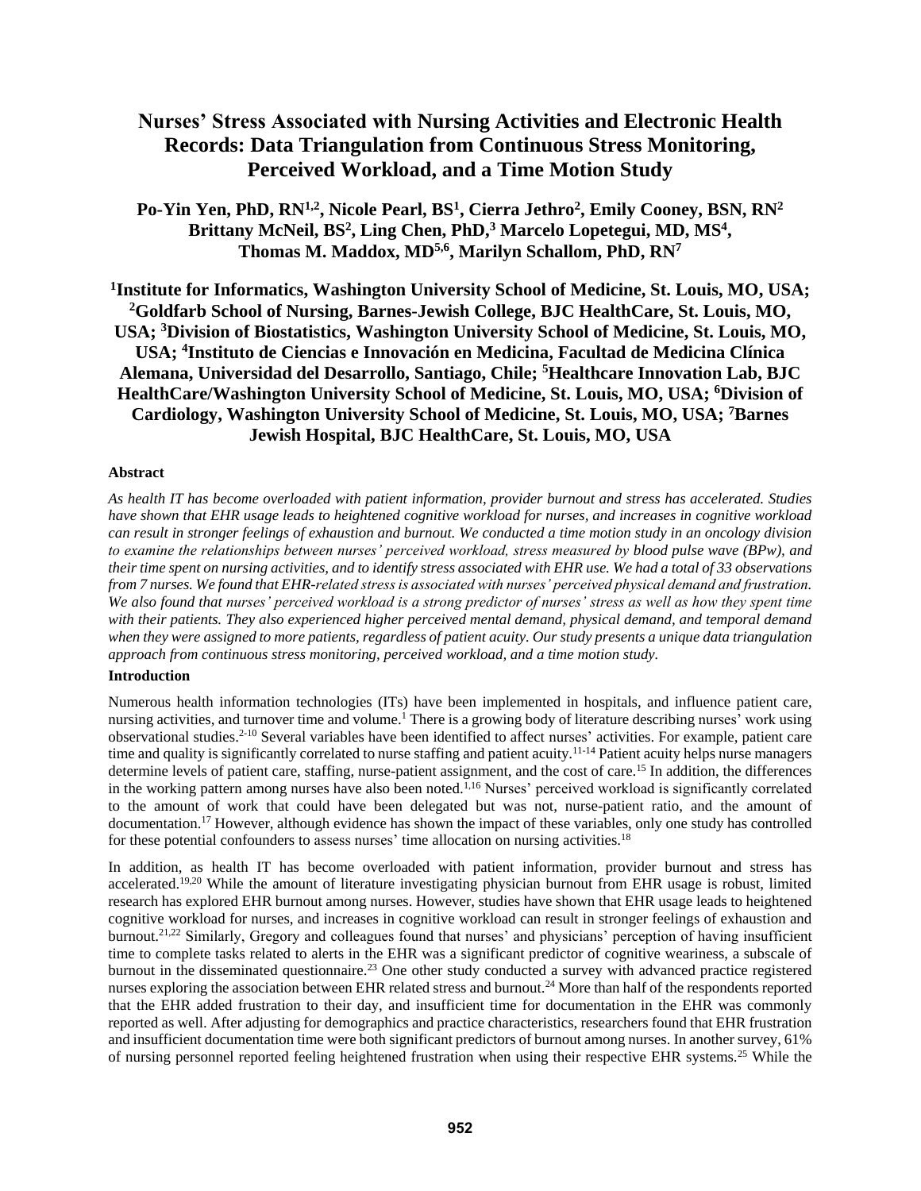# Nurses' Stress Associated with Nursing Activities and Electronic Health Records: Data Triangulation from Continuous Stress Monitoring, Perceived Workload, and a Time Motion Study

**Po-Yin Yen, PhD, RN[1,2], Nicole Pearl, BS[1], Cierra Jethro[2], Emily Cooney, BSN, RN[2] Brittany McNeil, BS[2], Ling Chen, PhD,[3] Marcelo Lopetegui, MD, MS[4], Thomas M. Maddox, MD[5,6], Marilyn Schallom, PhD, RN[7]**

**[1]Institute for Informatics, Washington University School of Medicine, St. Louis, MO, USA; [2]Goldfarb School of Nursing, Barnes-Jewish College, BJC HealthCare, St. Louis, MO, USA; [3]Division of Biostatistics, Washington University School of Medicine, St. Louis, MO, USA; [4]Instituto de Ciencias e Innovación en Medicina, Facultad de Medicina Clínica Alemana, Universidad del Desarrollo, Santiago, Chile; [5]Healthcare Innovation Lab, BJC HealthCare/Washington University School of Medicine, St. Louis, MO, USA; [6]Division of Cardiology, Washington University School of Medicine, St. Louis, MO, USA; [7]Barnes Jewish Hospital, BJC HealthCare, St. Louis, MO, USA**

### Abstract

*As health IT has become overloaded with patient information, provider burnout and stress has accelerated. Studies have shown that EHR usage leads to heightened cognitive workload for nurses, and increases in cognitive workload can result in stronger feelings of exhaustion and burnout. We conducted a time motion study in an oncology division to examine the relationships between nurses' perceived workload, stress measured by blood pulse wave (BPw), and their time spent on nursing activities, and to identify stress associated with EHR use. We had a total of 33 observations from 7 nurses. We found that EHR-related stress is associated with nurses' perceived physical demand and frustration. We also found that nurses' perceived workload is a strong predictor of nurses' stress as well as how they spent time with their patients. They also experienced higher perceived mental demand, physical demand, and temporal demand when they were assigned to more patients, regardless of patient acuity. Our study presents a unique data triangulation approach from continuous stress monitoring, perceived workload, and a time motion study.*

### Introduction

Numerous health information technologies (ITs) have been implemented in hospitals, and influence patient care, nursing activities, and turnover time and volume.[1] There is a growing body of literature describing nurses' work using observational studies.[2-10] Several variables have been identified to affect nurses' activities. For example, patient care time and quality is significantly correlated to nurse staffing and patient acuity.[11-14] Patient acuity helps nurse managers determine levels of patient care, staffing, nurse-patient assignment, and the cost of care.[15] In addition, the differences in the working pattern among nurses have also been noted.[1,16] Nurses' perceived workload is significantly correlated to the amount of work that could have been delegated but was not, nurse-patient ratio, and the amount of documentation.[17] However, although evidence has shown the impact of these variables, only one study has controlled for these potential confounders to assess nurses' time allocation on nursing activities.[18]

In addition, as health IT has become overloaded with patient information, provider burnout and stress has accelerated.[19,20] While the amount of literature investigating physician burnout from EHR usage is robust, limited research has explored EHR burnout among nurses. However, studies have shown that EHR usage leads to heightened cognitive workload for nurses, and increases in cognitive workload can result in stronger feelings of exhaustion and burnout.[21,22] Similarly, Gregory and colleagues found that nurses' and physicians' perception of having insufficient time to complete tasks related to alerts in the EHR was a significant predictor of cognitive weariness, a subscale of burnout in the disseminated questionnaire.[23] One other study conducted a survey with advanced practice registered nurses exploring the association between EHR related stress and burnout.[24] More than half of the respondents reported that the EHR added frustration to their day, and insufficient time for documentation in the EHR was commonly reported as well. After adjusting for demographics and practice characteristics, researchers found that EHR frustration and insufficient documentation time were both significant predictors of burnout among nurses. In another survey, 61% of nursing personnel reported feeling heightened frustration when using their respective EHR systems.[25] While the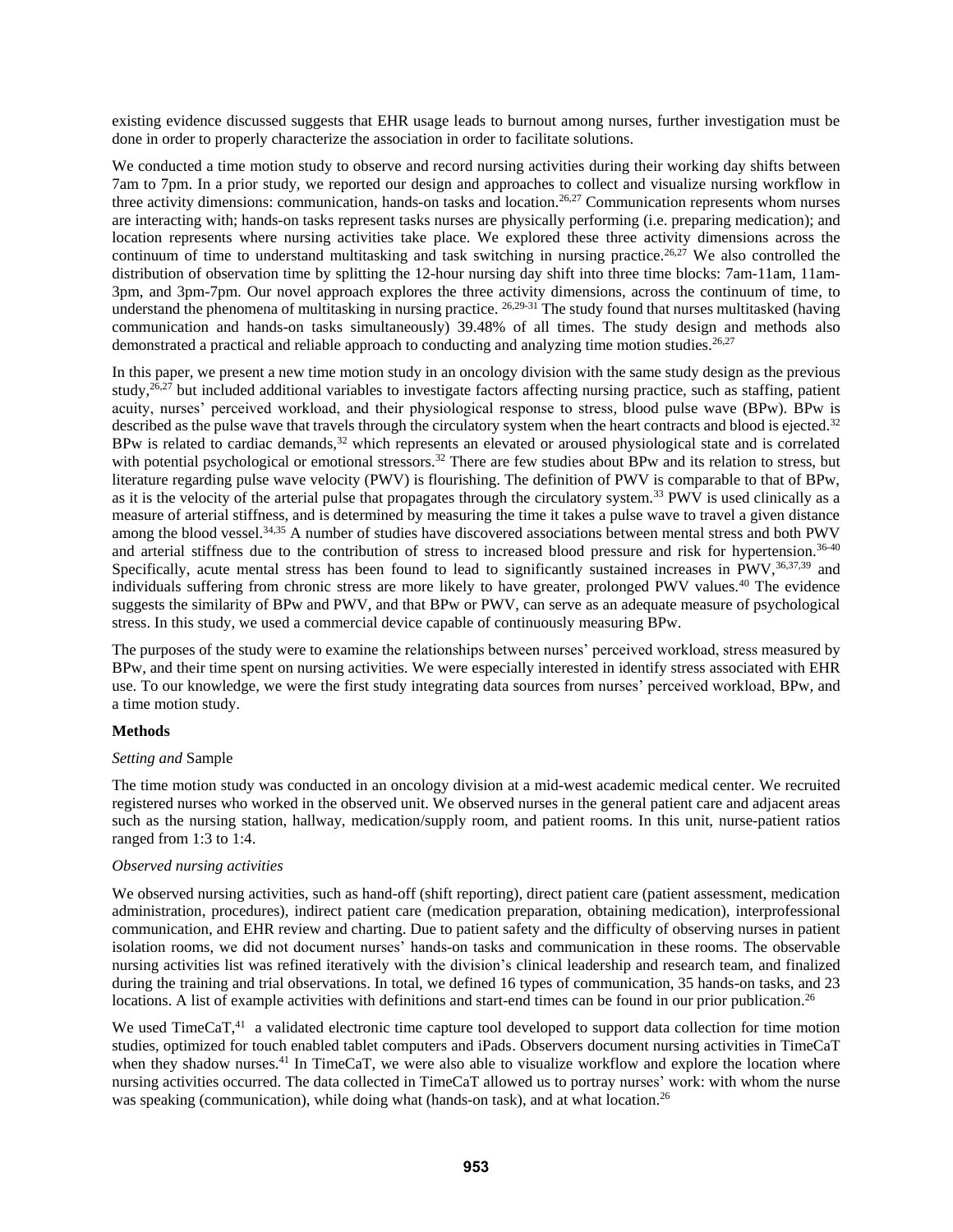existing evidence discussed suggests that EHR usage leads to burnout among nurses, further investigation must be done in order to properly characterize the association in order to facilitate solutions.

We conducted a time motion study to observe and record nursing activities during their working day shifts between 7am to 7pm. In a prior study, we reported our design and approaches to collect and visualize nursing workflow in three activity dimensions: communication, hands-on tasks and location.[26,27] Communication represents whom nurses are interacting with; hands-on tasks represent tasks nurses are physically performing (i.e. preparing medication); and location represents where nursing activities take place. We explored these three activity dimensions across the continuum of time to understand multitasking and task switching in nursing practice.[26,27] We also controlled the distribution of observation time by splitting the 12-hour nursing day shift into three time blocks: 7am-11am, 11am-3pm, and 3pm-7pm. Our novel approach explores the three activity dimensions, across the continuum of time, to understand the phenomena of multitasking in nursing practice. [26,29-31] The study found that nurses multitasked (having communication and hands-on tasks simultaneously) 39.48% of all times. The study design and methods also demonstrated a practical and reliable approach to conducting and analyzing time motion studies.[26,27]

In this paper, we present a new time motion study in an oncology division with the same study design as the previous study,[26,27] but included additional variables to investigate factors affecting nursing practice, such as staffing, patient acuity, nurses' perceived workload, and their physiological response to stress, blood pulse wave (BPw). BPw is described as the pulse wave that travels through the circulatory system when the heart contracts and blood is ejected.[32] BPw is related to cardiac demands,[32] which represents an elevated or aroused physiological state and is correlated with potential psychological or emotional stressors.[32] There are few studies about BPw and its relation to stress, but literature regarding pulse wave velocity (PWV) is flourishing. The definition of PWV is comparable to that of BPw, as it is the velocity of the arterial pulse that propagates through the circulatory system.[33] PWV is used clinically as a measure of arterial stiffness, and is determined by measuring the time it takes a pulse wave to travel a given distance among the blood vessel.[34,35] A number of studies have discovered associations between mental stress and both PWV and arterial stiffness due to the contribution of stress to increased blood pressure and risk for hypertension.[36-40] Specifically, acute mental stress has been found to lead to significantly sustained increases in PWV,[36,37,39] and individuals suffering from chronic stress are more likely to have greater, prolonged PWV values.[40] The evidence suggests the similarity of BPw and PWV, and that BPw or PWV, can serve as an adequate measure of psychological stress. In this study, we used a commercial device capable of continuously measuring BPw.

The purposes of the study were to examine the relationships between nurses' perceived workload, stress measured by BPw, and their time spent on nursing activities. We were especially interested in identify stress associated with EHR use. To our knowledge, we were the first study integrating data sources from nurses' perceived workload, BPw, and a time motion study.

## Methods

### *Setting and* Sample

The time motion study was conducted in an oncology division at a mid-west academic medical center. We recruited registered nurses who worked in the observed unit. We observed nurses in the general patient care and adjacent areas such as the nursing station, hallway, medication/supply room, and patient rooms. In this unit, nurse-patient ratios ranged from 1:3 to 1:4.

### *Observed nursing activities*

We observed nursing activities, such as hand-off (shift reporting), direct patient care (patient assessment, medication administration, procedures), indirect patient care (medication preparation, obtaining medication), interprofessional communication, and EHR review and charting. Due to patient safety and the difficulty of observing nurses in patient isolation rooms, we did not document nurses' hands-on tasks and communication in these rooms. The observable nursing activities list was refined iteratively with the division's clinical leadership and research team, and finalized during the training and trial observations. In total, we defined 16 types of communication, 35 hands-on tasks, and 23 locations. A list of example activities with definitions and start-end times can be found in our prior publication.[26]

We used TimeCaT,[41] a validated electronic time capture tool developed to support data collection for time motion studies, optimized for touch enabled tablet computers and iPads. Observers document nursing activities in TimeCaT when they shadow nurses.[41] In TimeCaT, we were also able to visualize workflow and explore the location where nursing activities occurred. The data collected in TimeCaT allowed us to portray nurses' work: with whom the nurse was speaking (communication), while doing what (hands-on task), and at what location.[26]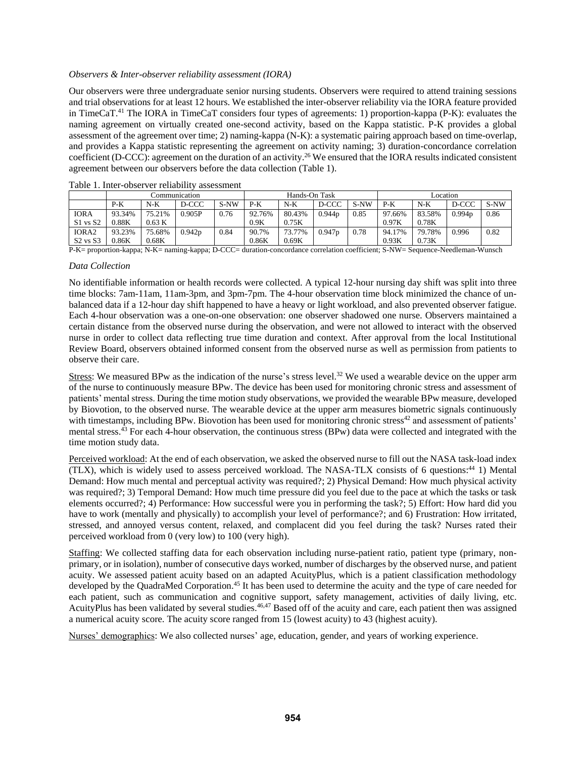*Observers & Inter-observer reliability assessment (IORA)*

Our observers were three undergraduate senior nursing students. Observers were required to attend training sessions and trial observations for at least 12 hours. We established the inter-observer reliability via the IORA feature provided in TimeCaT.[41] The IORA in TimeCaT considers four types of agreements: 1) proportion-kappa (P-K): evaluates the naming agreement on virtually created one-second activity, based on the Kappa statistic. P-K provides a global assessment of the agreement over time; 2) naming-kappa (N-K): a systematic pairing approach based on time-overlap, and provides a Kappa statistic representing the agreement on activity naming; 3) duration-concordance correlation coefficient (D-CCC): agreement on the duration of an activity.[26] We ensured that the IORA results indicated consistent agreement between our observers before the data collection (Table 1).

Table 1. Inter-observer reliability assessment

| | Communication | | | | Hands-On Task | | | | Location | | | |
|---|---|---|---|---|---|---|---|---|---|---|---|---|
| | P-K | N-K | D-CCC | S-NW | P-K | N-K | D-CCC | S-NW | P-K | N-K | D-CCC | S-NW |
| IORA S1 vs S2 | 93.34% 0.88K | 75.21% 0.63 K | 0.905P | 0.76 | 92.76% 0.9K | 80.43% 0.75K | 0.944p | 0.85 | 97.66% 0.97K | 83.58% 0.78K | 0.994p | 0.86 |
| IORA2 S2 vs S3 | 93.23% 0.86K | 75.68% 0.68K | 0.942p | 0.84 | 90.7% 0.86K | 73.77% 0.69K | 0.947p | 0.78 | 94.17% 0.93K | 79.78% 0.73K | 0.996 | 0.82 |

P-K= proportion-kappa; N-K= naming-kappa; D-CCC= duration-concordance correlation coefficient; S-NW= Sequence-Needleman-Wunsch

*Data Collection*

No identifiable information or health records were collected. A typical 12-hour nursing day shift was split into three time blocks: 7am-11am, 11am-3pm, and 3pm-7pm. The 4-hour observation time block minimized the chance of unbalanced data if a 12-hour day shift happened to have a heavy or light workload, and also prevented observer fatigue. Each 4-hour observation was a one-on-one observation: one observer shadowed one nurse. Observers maintained a certain distance from the observed nurse during the observation, and were not allowed to interact with the observed nurse in order to collect data reflecting true time duration and context. After approval from the local Institutional Review Board, observers obtained informed consent from the observed nurse as well as permission from patients to observe their care.

Stress: We measured BPw as the indication of the nurse's stress level.[32] We used a wearable device on the upper arm of the nurse to continuously measure BPw. The device has been used for monitoring chronic stress and assessment of patients' mental stress. During the time motion study observations, we provided the wearable BPw measure, developed by Biovotion, to the observed nurse. The wearable device at the upper arm measures biometric signals continuously with timestamps, including BPw. Biovotion has been used for monitoring chronic stress[42] and assessment of patients' mental stress.[43] For each 4-hour observation, the continuous stress (BPw) data were collected and integrated with the time motion study data.

Perceived workload: At the end of each observation, we asked the observed nurse to fill out the NASA task-load index (TLX), which is widely used to assess perceived workload. The NASA-TLX consists of 6 questions:[44] 1) Mental Demand: How much mental and perceptual activity was required?; 2) Physical Demand: How much physical activity was required?; 3) Temporal Demand: How much time pressure did you feel due to the pace at which the tasks or task elements occurred?; 4) Performance: How successful were you in performing the task?; 5) Effort: How hard did you have to work (mentally and physically) to accomplish your level of performance?; and 6) Frustration: How irritated, stressed, and annoyed versus content, relaxed, and complacent did you feel during the task? Nurses rated their perceived workload from 0 (very low) to 100 (very high).

Staffing: We collected staffing data for each observation including nurse-patient ratio, patient type (primary, non-primary, or in isolation), number of consecutive days worked, number of discharges by the observed nurse, and patient acuity. We assessed patient acuity based on an adapted AcuityPlus, which is a patient classification methodology developed by the QuadraMed Corporation.[45] It has been used to determine the acuity and the type of care needed for each patient, such as communication and cognitive support, safety management, activities of daily living, etc. AcuityPlus has been validated by several studies.[46,47] Based off of the acuity and care, each patient then was assigned a numerical acuity score. The acuity score ranged from 15 (lowest acuity) to 43 (highest acuity).

Nurses' demographics: We also collected nurses' age, education, gender, and years of working experience.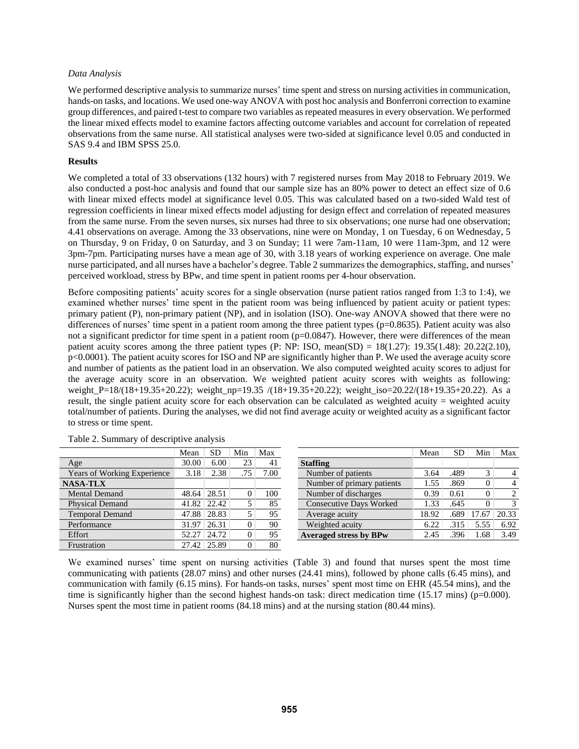*Data Analysis*

We performed descriptive analysis to summarize nurses' time spent and stress on nursing activities in communication, hands-on tasks, and locations. We used one-way ANOVA with post hoc analysis and Bonferroni correction to examine group differences, and paired t-test to compare two variables as repeated measures in every observation. We performed the linear mixed effects model to examine factors affecting outcome variables and account for correlation of repeated observations from the same nurse. All statistical analyses were two-sided at significance level 0.05 and conducted in SAS 9.4 and IBM SPSS 25.0.

**Results**

We completed a total of 33 observations (132 hours) with 7 registered nurses from May 2018 to February 2019. We also conducted a post-hoc analysis and found that our sample size has an 80% power to detect an effect size of 0.6 with linear mixed effects model at significance level 0.05. This was calculated based on a two-sided Wald test of regression coefficients in linear mixed effects model adjusting for design effect and correlation of repeated measures from the same nurse. From the seven nurses, six nurses had three to six observations; one nurse had one observation; 4.41 observations on average. Among the 33 observations, nine were on Monday, 1 on Tuesday, 6 on Wednesday, 5 on Thursday, 9 on Friday, 0 on Saturday, and 3 on Sunday; 11 were 7am-11am, 10 were 11am-3pm, and 12 were 3pm-7pm. Participating nurses have a mean age of 30, with 3.18 years of working experience on average. One male nurse participated, and all nurses have a bachelor's degree. Table 2 summarizes the demographics, staffing, and nurses' perceived workload, stress by BPw, and time spent in patient rooms per 4-hour observation.

Before compositing patients' acuity scores for a single observation (nurse patient ratios ranged from 1:3 to 1:4), we examined whether nurses' time spent in the patient room was being influenced by patient acuity or patient types: primary patient (P), non-primary patient (NP), and in isolation (ISO). One-way ANOVA showed that there were no differences of nurses' time spent in a patient room among the three patient types ($p=0.8635$). Patient acuity was also not a significant predictor for time spent in a patient room ($p=0.0847$). However, there were differences of the mean patient acuity scores among the three patient types (P: NP: ISO, mean(SD) = 18(1.27): 19.35(1.48): 20.22(2.10), $p<0.0001$). The patient acuity scores for ISO and NP are significantly higher than P. We used the average acuity score and number of patients as the patient load in an observation. We also computed weighted acuity scores to adjust for the average acuity score in an observation. We weighted patient acuity scores with weights as following: weight_P=18/(18+19.35+20.22); weight_np=19.35 /(18+19.35+20.22); weight_iso=20.22/(18+19.35+20.22). As a result, the single patient acuity score for each observation can be calculated as weighted acuity = weighted acuity total/number of patients. During the analyses, we did not find average acuity or weighted acuity as a significant factor to stress or time spent.

Table 2. Summary of descriptive analysis

| | Mean | SD | Min | Max |
|---|---|---|---|---|
| Age | 30.00 | 6.00 | 23 | 41 |
| Years of Working Experience | 3.18 | 2.38 | .75 | 7.00 |
| **NASA-TLX** | | | | |
| Mental Demand | 48.64 | 28.51 | 0 | 100 |
| Physical Demand | 41.82 | 22.42 | 5 | 85 |
| Temporal Demand | 47.88 | 28.83 | 5 | 95 |
| Performance | 31.97 | 26.31 | 0 | 90 |
| Effort | 52.27 | 24.72 | 0 | 95 |
| Frustration | 27.42 | 25.89 | 0 | 80 |
| **Staffing** | | | | |
| Number of patients | 3.64 | .489 | 3 | 4 |
| Number of primary patients | 1.55 | .869 | 0 | 4 |
| Number of discharges | 0.39 | 0.61 | 0 | 2 |
| Consecutive Days Worked | 1.33 | .645 | 0 | 3 |
| Average acuity | 18.92 | .689 | 17.67 | 20.33 |
| Weighted acuity | 6.22 | .315 | 5.55 | 6.92 |
| **Averaged stress by BPw** | 2.45 | .396 | 1.68 | 3.49 |

We examined nurses' time spent on nursing activities (Table 3) and found that nurses spent the most time communicating with patients (28.07 mins) and other nurses (24.41 mins), followed by phone calls (6.45 mins), and communication with family (6.15 mins). For hands-on tasks, nurses' spent most time on EHR (45.54 mins), and the time is significantly higher than the second highest hands-on task: direct medication time (15.17 mins) ($p=0.000$). Nurses spent the most time in patient rooms (84.18 mins) and at the nursing station (80.44 mins).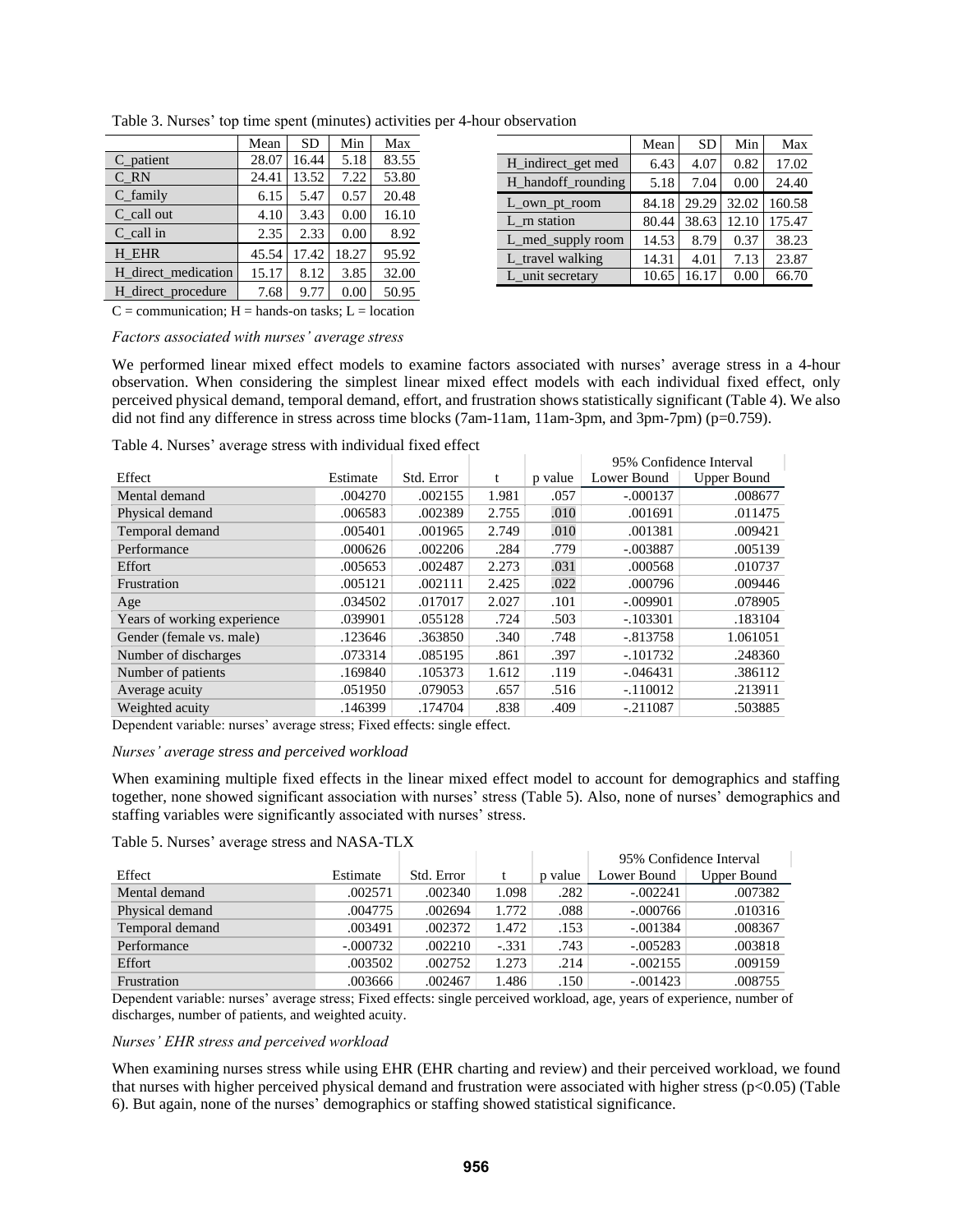Table 3. Nurses' top time spent (minutes) activities per 4-hour observation

| | Mean | SD | Min | Max |
|---|---|---|---|---|
| C_patient | 28.07 | 16.44 | 5.18 | 83.55 |
| C_RN | 24.41 | 13.52 | 7.22 | 53.80 |
| C_family | 6.15 | 5.47 | 0.57 | 20.48 |
| C_call out | 4.10 | 3.43 | 0.00 | 16.10 |
| C_call in | 2.35 | 2.33 | 0.00 | 8.92 |
| H_EHR | 45.54 | 17.42 | 18.27 | 95.92 |
| H_direct_medication | 15.17 | 8.12 | 3.85 | 32.00 |
| H_direct_procedure | 7.68 | 9.77 | 0.00 | 50.95 |
| H_indirect_get med | 6.43 | 4.07 | 0.82 | 17.02 |
| H_handoff_rounding | 5.18 | 7.04 | 0.00 | 24.40 |
| L_own_pt_room | 84.18 | 29.29 | 32.02 | 160.58 |
| L_rn station | 80.44 | 38.63 | 12.10 | 175.47 |
| L_med_supply room | 14.53 | 8.79 | 0.37 | 38.23 |
| L_travel walking | 14.31 | 4.01 | 7.13 | 23.87 |
| L_unit secretary | 10.65 | 16.17 | 0.00 | 66.70 |

C = communication; H = hands-on tasks; L = location

*Factors associated with nurses' average stress*

We performed linear mixed effect models to examine factors associated with nurses' average stress in a 4-hour observation. When considering the simplest linear mixed effect models with each individual fixed effect, only perceived physical demand, temporal demand, effort, and frustration shows statistically significant (Table 4). We also did not find any difference in stress across time blocks (7am-11am, 11am-3pm, and 3pm-7pm) (p=0.759).

Table 4. Nurses' average stress with individual fixed effect

| | | | | | 95% Confidence Interval | |
|---|---|---|---|---|---|---|
| Effect | Estimate | Std. Error | t | p value | Lower Bound | Upper Bound |
| Mental demand | .004270 | .002155 | 1.981 | .057 | -.000137 | .008677 |
| Physical demand | .006583 | .002389 | 2.755 | .010 | .001691 | .011475 |
| Temporal demand | .005401 | .001965 | 2.749 | .010 | .001381 | .009421 |
| Performance | .000626 | .002206 | .284 | .779 | -.003887 | .005139 |
| Effort | .005653 | .002487 | 2.273 | .031 | .000568 | .010737 |
| Frustration | .005121 | .002111 | 2.425 | .022 | .000796 | .009446 |
| Age | .034502 | .017017 | 2.027 | .101 | -.009901 | .078905 |
| Years of working experience | .039901 | .055128 | .724 | .503 | -.103301 | .183104 |
| Gender (female vs. male) | .123646 | .363850 | .340 | .748 | -.813758 | 1.061051 |
| Number of discharges | .073314 | .085195 | .861 | .397 | -.101732 | .248360 |
| Number of patients | .169840 | .105373 | 1.612 | .119 | -.046431 | .386112 |
| Average acuity | .051950 | .079053 | .657 | .516 | -.110012 | .213911 |
| Weighted acuity | .146399 | .174704 | .838 | .409 | -.211087 | .503885 |

Dependent variable: nurses' average stress; Fixed effects: single effect.

*Nurses' average stress and perceived workload*

When examining multiple fixed effects in the linear mixed effect model to account for demographics and staffing together, none showed significant association with nurses' stress (Table 5). Also, none of nurses' demographics and staffing variables were significantly associated with nurses' stress.

Table 5. Nurses' average stress and NASA-TLX

| | | | | | 95% Confidence Interval | |
|---|---|---|---|---|---|---|
| Effect | Estimate | Std. Error | t | p value | Lower Bound | Upper Bound |
| Mental demand | .002571 | .002340 | 1.098 | .282 | -.002241 | .007382 |
| Physical demand | .004775 | .002694 | 1.772 | .088 | -.000766 | .010316 |
| Temporal demand | .003491 | .002372 | 1.472 | .153 | -.001384 | .008367 |
| Performance | -.000732 | .002210 | -.331 | .743 | -.005283 | .003818 |
| Effort | .003502 | .002752 | 1.273 | .214 | -.002155 | .009159 |
| Frustration | .003666 | .002467 | 1.486 | .150 | -.001423 | .008755 |

Dependent variable: nurses' average stress; Fixed effects: single perceived workload, age, years of experience, number of discharges, number of patients, and weighted acuity.

*Nurses' EHR stress and perceived workload*

When examining nurses stress while using EHR (EHR charting and review) and their perceived workload, we found that nurses with higher perceived physical demand and frustration were associated with higher stress ($p<0.05$) (Table 6). But again, none of the nurses' demographics or staffing showed statistical significance.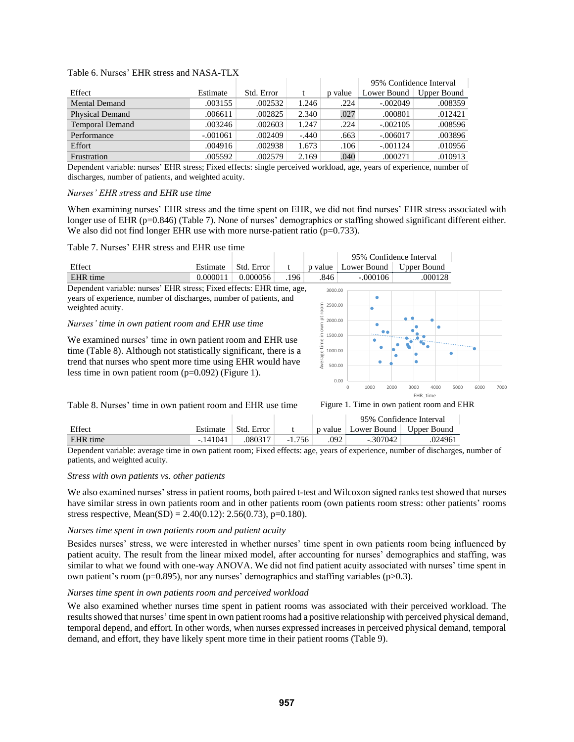Table 6. Nurses' EHR stress and NASA-TLX

| Effect | Estimate | Std. Error | t | p value | 95% Confidence Interval | |
|---|---|---|---|---|---|---|
| | | | | | Lower Bound | Upper Bound |
| Mental Demand | .003155 | .002532 | 1.246 | .224 | -.002049 | .008359 |
| Physical Demand | .006611 | .002825 | 2.340 | .027 | .000801 | .012421 |
| Temporal Demand | .003246 | .002603 | 1.247 | .224 | -.002105 | .008596 |
| Performance | -.001061 | .002409 | -.440 | .663 | -.006017 | .003896 |
| Effort | .004916 | .002938 | 1.673 | .106 | -.001124 | .010956 |
| Frustration | .005592 | .002579 | 2.169 | .040 | .000271 | .010913 |

Dependent variable: nurses' EHR stress; Fixed effects: single perceived workload, age, years of experience, number of discharges, number of patients, and weighted acuity.

*Nurses' EHR stress and EHR use time*

When examining nurses' EHR stress and the time spent on EHR, we did not find nurses' EHR stress associated with longer use of EHR (p=0.846) (Table 7). None of nurses' demographics or staffing showed significant different either. We also did not find longer EHR use with more nurse-patient ratio (p=0.733).

Table 7. Nurses' EHR stress and EHR use time

| Effect | Estimate | Std. Error | t | p value | 95% Confidence Interval | |
|---|---|---|---|---|---|---|
| | | | | | Lower Bound | Upper Bound |
| EHR time | 0.000011 | 0.000056 | .196 | .846 | -.000106 | .000128 |

Dependent variable: nurses' EHR stress; Fixed effects: EHR time, age, years of experience, number of discharges, number of patients, and weighted acuity.

*Nurses' time in own patient room and EHR use time*

We examined nurses' time in own patient room and EHR use time (Table 8). Although not statistically significant, there is a trend that nurses who spent more time using EHR would have less time in own patient room (p=0.092) (Figure 1).

Figure 1. Time in own patient room and EHR

Table 8. Nurses' time in own patient room and EHR use time

| Effect | Estimate | Std. Error | t | p value | 95% Confidence Interval | |
|---|---|---|---|---|---|---|
| | | | | | Lower Bound | Upper Bound |
| EHR time | -.141041 | .080317 | -1.756 | .092 | -.307042 | .024961 |

Dependent variable: average time in own patient room; Fixed effects: age, years of experience, number of discharges, number of patients, and weighted acuity.

*Stress with own patients vs. other patients*

We also examined nurses' stress in patient rooms, both paired t-test and Wilcoxon signed ranks test showed that nurses have similar stress in own patients room and in other patients room (own patients room stress: other patients' rooms stress respective, Mean(SD) = 2.40(0.12): 2.56(0.73), p=0.180).

*Nurses time spent in own patients room and patient acuity*

Besides nurses' stress, we were interested in whether nurses' time spent in own patients room being influenced by patient acuity. The result from the linear mixed model, after accounting for nurses' demographics and staffing, was similar to what we found with one-way ANOVA. We did not find patient acuity associated with nurses' time spent in own patient's room (p=0.895), nor any nurses' demographics and staffing variables (p>0.3).

*Nurses time spent in own patients room and perceived workload*

We also examined whether nurses time spent in patient rooms was associated with their perceived workload. The results showed that nurses' time spent in own patient rooms had a positive relationship with perceived physical demand, temporal depend, and effort. In other words, when nurses expressed increases in perceived physical demand, temporal demand, and effort, they have likely spent more time in their patient rooms (Table 9).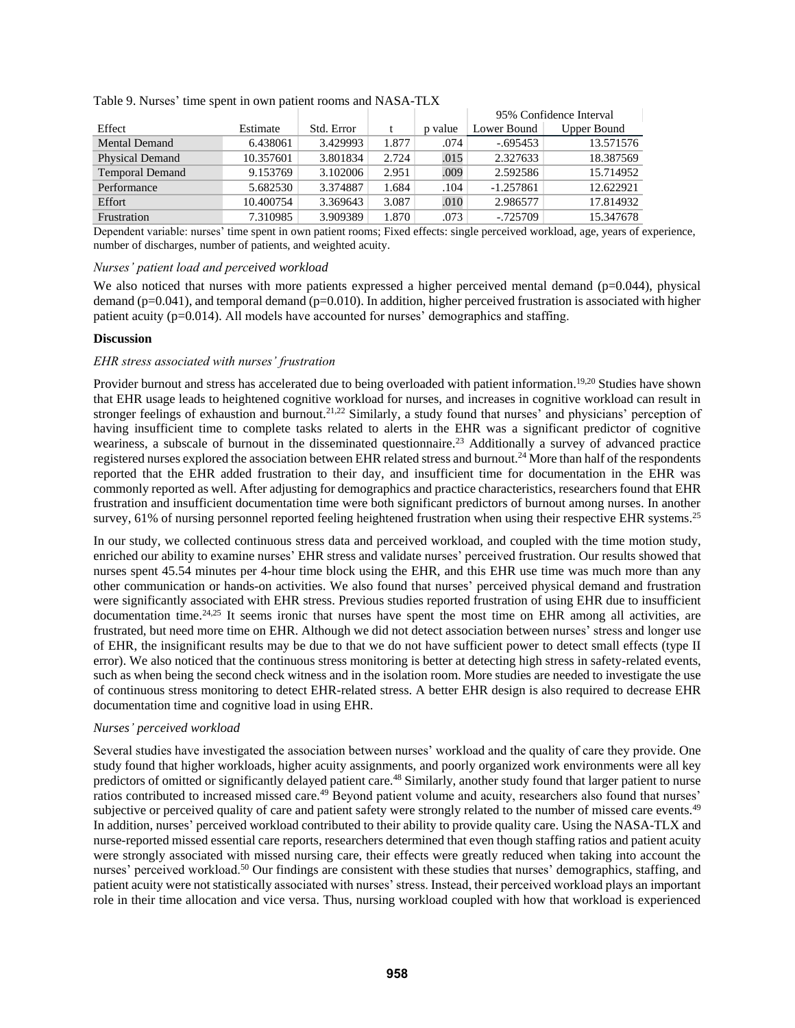Table 9. Nurses' time spent in own patient rooms and NASA-TLX

| Effect | Estimate | Std. Error | t | p value | 95% Confidence Interval | |
|---|---|---|---|---|---|---|
| | | | | | Lower Bound | Upper Bound |
| Mental Demand | 6.438061 | 3.429993 | 1.877 | .074 | -.695453 | 13.571576 |
| Physical Demand | 10.357601 | 3.801834 | 2.724 | .015 | 2.327633 | 18.387569 |
| Temporal Demand | 9.153769 | 3.102006 | 2.951 | .009 | 2.592586 | 15.714952 |
| Performance | 5.682530 | 3.374887 | 1.684 | .104 | -1.257861 | 12.622921 |
| Effort | 10.400754 | 3.369643 | 3.087 | .010 | 2.986577 | 17.814932 |
| Frustration | 7.310985 | 3.909389 | 1.870 | .073 | -.725709 | 15.347678 |

Dependent variable: nurses' time spent in own patient rooms; Fixed effects: single perceived workload, age, years of experience, number of discharges, number of patients, and weighted acuity.

*Nurses' patient load and perceived workload*

We also noticed that nurses with more patients expressed a higher perceived mental demand (p=0.044), physical demand (p=0.041), and temporal demand (p=0.010). In addition, higher perceived frustration is associated with higher patient acuity (p=0.014). All models have accounted for nurses' demographics and staffing.

**Discussion**

*EHR stress associated with nurses' frustration*

Provider burnout and stress has accelerated due to being overloaded with patient information.[19,20] Studies have shown that EHR usage leads to heightened cognitive workload for nurses, and increases in cognitive workload can result in stronger feelings of exhaustion and burnout.[21,22] Similarly, a study found that nurses' and physicians' perception of having insufficient time to complete tasks related to alerts in the EHR was a significant predictor of cognitive weariness, a subscale of burnout in the disseminated questionnaire.[23] Additionally a survey of advanced practice registered nurses explored the association between EHR related stress and burnout.[24] More than half of the respondents reported that the EHR added frustration to their day, and insufficient time for documentation in the EHR was commonly reported as well. After adjusting for demographics and practice characteristics, researchers found that EHR frustration and insufficient documentation time were both significant predictors of burnout among nurses. In another survey, 61% of nursing personnel reported feeling heightened frustration when using their respective EHR systems.[25]

In our study, we collected continuous stress data and perceived workload, and coupled with the time motion study, enriched our ability to examine nurses' EHR stress and validate nurses' perceived frustration. Our results showed that nurses spent 45.54 minutes per 4-hour time block using the EHR, and this EHR use time was much more than any other communication or hands-on activities. We also found that nurses' perceived physical demand and frustration were significantly associated with EHR stress. Previous studies reported frustration of using EHR due to insufficient documentation time.[24,25] It seems ironic that nurses have spent the most time on EHR among all activities, are frustrated, but need more time on EHR. Although we did not detect association between nurses' stress and longer use of EHR, the insignificant results may be due to that we do not have sufficient power to detect small effects (type II error). We also noticed that the continuous stress monitoring is better at detecting high stress in safety-related events, such as when being the second check witness and in the isolation room. More studies are needed to investigate the use of continuous stress monitoring to detect EHR-related stress. A better EHR design is also required to decrease EHR documentation time and cognitive load in using EHR.

*Nurses' perceived workload*

Several studies have investigated the association between nurses' workload and the quality of care they provide. One study found that higher workloads, higher acuity assignments, and poorly organized work environments were all key predictors of omitted or significantly delayed patient care.[48] Similarly, another study found that larger patient to nurse ratios contributed to increased missed care.[49] Beyond patient volume and acuity, researchers also found that nurses' subjective or perceived quality of care and patient safety were strongly related to the number of missed care events.[49] In addition, nurses' perceived workload contributed to their ability to provide quality care. Using the NASA-TLX and nurse-reported missed essential care reports, researchers determined that even though staffing ratios and patient acuity were strongly associated with missed nursing care, their effects were greatly reduced when taking into account the nurses' perceived workload.[50] Our findings are consistent with these studies that nurses' demographics, staffing, and patient acuity were not statistically associated with nurses' stress. Instead, their perceived workload plays an important role in their time allocation and vice versa. Thus, nursing workload coupled with how that workload is experienced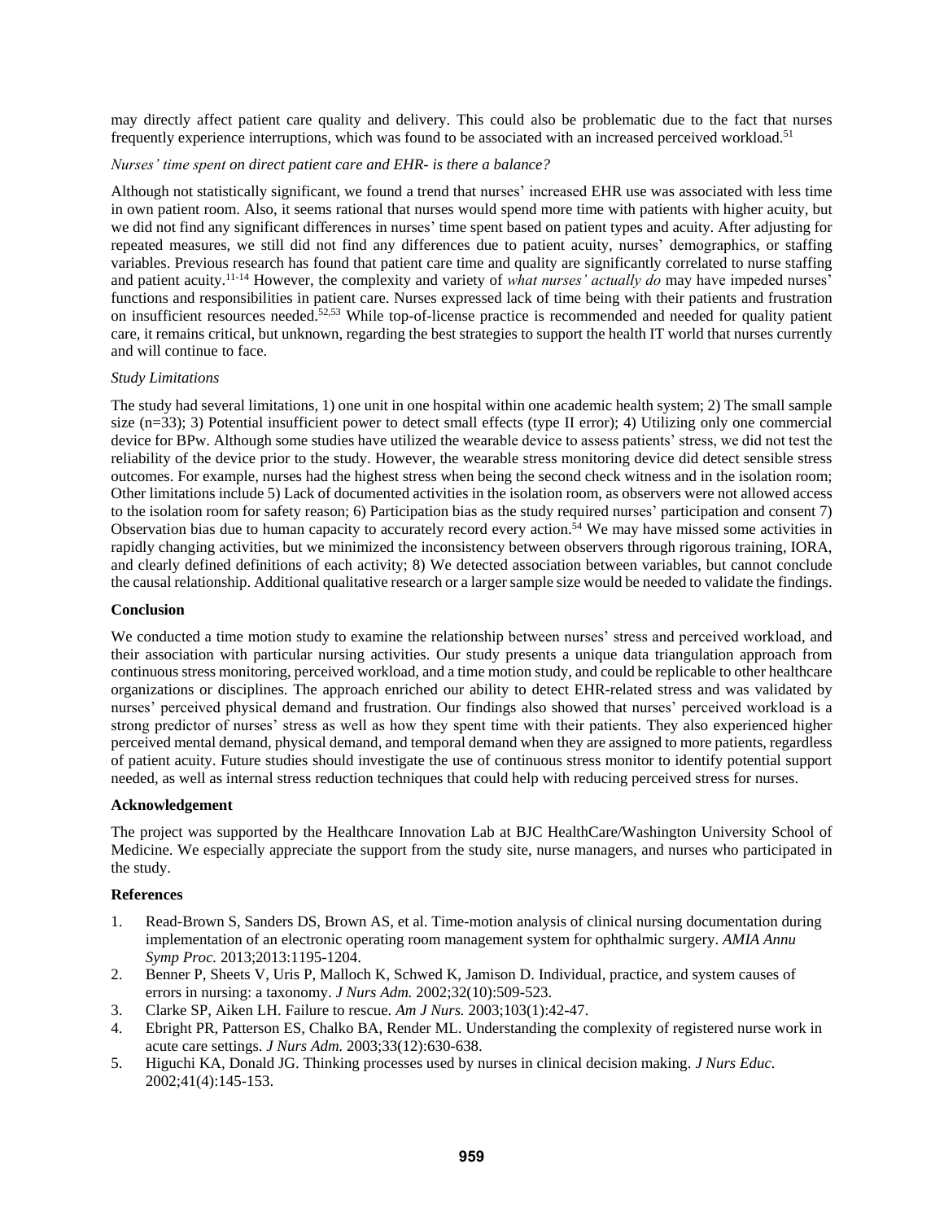may directly affect patient care quality and delivery. This could also be problematic due to the fact that nurses frequently experience interruptions, which was found to be associated with an increased perceived workload.[51]

*Nurses' time spent on direct patient care and EHR- is there a balance?*

Although not statistically significant, we found a trend that nurses' increased EHR use was associated with less time in own patient room. Also, it seems rational that nurses would spend more time with patients with higher acuity, but we did not find any significant differences in nurses' time spent based on patient types and acuity. After adjusting for repeated measures, we still did not find any differences due to patient acuity, nurses' demographics, or staffing variables. Previous research has found that patient care time and quality are significantly correlated to nurse staffing and patient acuity.[11-14] However, the complexity and variety of *what nurses' actually do* may have impeded nurses' functions and responsibilities in patient care. Nurses expressed lack of time being with their patients and frustration on insufficient resources needed.[52,53] While top-of-license practice is recommended and needed for quality patient care, it remains critical, but unknown, regarding the best strategies to support the health IT world that nurses currently and will continue to face.

*Study Limitations*

The study had several limitations, 1) one unit in one hospital within one academic health system; 2) The small sample size (n=33); 3) Potential insufficient power to detect small effects (type II error); 4) Utilizing only one commercial device for BPw. Although some studies have utilized the wearable device to assess patients' stress, we did not test the reliability of the device prior to the study. However, the wearable stress monitoring device did detect sensible stress outcomes. For example, nurses had the highest stress when being the second check witness and in the isolation room; Other limitations include 5) Lack of documented activities in the isolation room, as observers were not allowed access to the isolation room for safety reason; 6) Participation bias as the study required nurses' participation and consent 7) Observation bias due to human capacity to accurately record every action.[54] We may have missed some activities in rapidly changing activities, but we minimized the inconsistency between observers through rigorous training, IORA, and clearly defined definitions of each activity; 8) We detected association between variables, but cannot conclude the causal relationship. Additional qualitative research or a larger sample size would be needed to validate the findings.

**Conclusion**

We conducted a time motion study to examine the relationship between nurses' stress and perceived workload, and their association with particular nursing activities. Our study presents a unique data triangulation approach from continuous stress monitoring, perceived workload, and a time motion study, and could be replicable to other healthcare organizations or disciplines. The approach enriched our ability to detect EHR-related stress and was validated by nurses' perceived physical demand and frustration. Our findings also showed that nurses' perceived workload is a strong predictor of nurses' stress as well as how they spent time with their patients. They also experienced higher perceived mental demand, physical demand, and temporal demand when they are assigned to more patients, regardless of patient acuity. Future studies should investigate the use of continuous stress monitor to identify potential support needed, as well as internal stress reduction techniques that could help with reducing perceived stress for nurses.

**Acknowledgement**

The project was supported by the Healthcare Innovation Lab at BJC HealthCare/Washington University School of Medicine. We especially appreciate the support from the study site, nurse managers, and nurses who participated in the study.

**References**

1. Read-Brown S, Sanders DS, Brown AS, et al. Time-motion analysis of clinical nursing documentation during implementation of an electronic operating room management system for ophthalmic surgery. *AMIA Annu Symp Proc.* 2013;2013:1195-1204.
2. Benner P, Sheets V, Uris P, Malloch K, Schwed K, Jamison D. Individual, practice, and system causes of errors in nursing: a taxonomy. *J Nurs Adm.* 2002;32(10):509-523.
3. Clarke SP, Aiken LH. Failure to rescue. *Am J Nurs.* 2003;103(1):42-47.
4. Ebright PR, Patterson ES, Chalko BA, Render ML. Understanding the complexity of registered nurse work in acute care settings. *J Nurs Adm.* 2003;33(12):630-638.
5. Higuchi KA, Donald JG. Thinking processes used by nurses in clinical decision making. *J Nurs Educ.* 2002;41(4):145-153.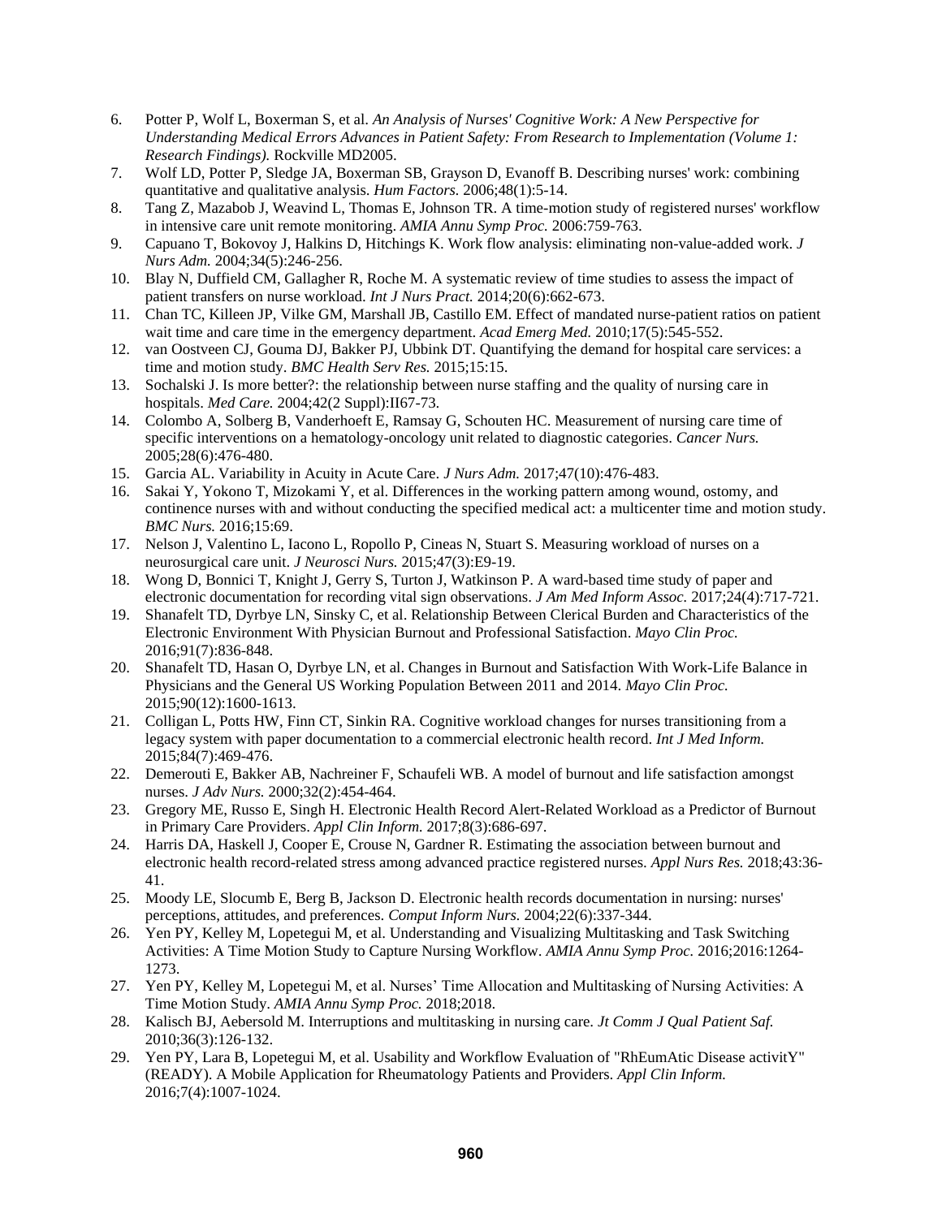6. Potter P, Wolf L, Boxerman S, et al. *An Analysis of Nurses' Cognitive Work: A New Perspective for Understanding Medical Errors Advances in Patient Safety: From Research to Implementation (Volume 1: Research Findings).* Rockville MD2005.
7. Wolf LD, Potter P, Sledge JA, Boxerman SB, Grayson D, Evanoff B. Describing nurses' work: combining quantitative and qualitative analysis. *Hum Factors.* 2006;48(1):5-14.
8. Tang Z, Mazabob J, Weavind L, Thomas E, Johnson TR. A time-motion study of registered nurses' workflow in intensive care unit remote monitoring. *AMIA Annu Symp Proc.* 2006:759-763.
9. Capuano T, Bokovoy J, Halkins D, Hitchings K. Work flow analysis: eliminating non-value-added work. *J Nurs Adm.* 2004;34(5):246-256.
10. Blay N, Duffield CM, Gallagher R, Roche M. A systematic review of time studies to assess the impact of patient transfers on nurse workload. *Int J Nurs Pract.* 2014;20(6):662-673.
11. Chan TC, Killeen JP, Vilke GM, Marshall JB, Castillo EM. Effect of mandated nurse-patient ratios on patient wait time and care time in the emergency department. *Acad Emerg Med.* 2010;17(5):545-552.
12. van Oostveen CJ, Gouma DJ, Bakker PJ, Ubbink DT. Quantifying the demand for hospital care services: a time and motion study. *BMC Health Serv Res.* 2015;15:15.
13. Sochalski J. Is more better?: the relationship between nurse staffing and the quality of nursing care in hospitals. *Med Care.* 2004;42(2 Suppl):II67-73.
14. Colombo A, Solberg B, Vanderhoeft E, Ramsay G, Schouten HC. Measurement of nursing care time of specific interventions on a hematology-oncology unit related to diagnostic categories. *Cancer Nurs.* 2005;28(6):476-480.
15. Garcia AL. Variability in Acuity in Acute Care. *J Nurs Adm.* 2017;47(10):476-483.
16. Sakai Y, Yokono T, Mizokami Y, et al. Differences in the working pattern among wound, ostomy, and continence nurses with and without conducting the specified medical act: a multicenter time and motion study. *BMC Nurs.* 2016;15:69.
17. Nelson J, Valentino L, Iacono L, Ropollo P, Cineas N, Stuart S. Measuring workload of nurses on a neurosurgical care unit. *J Neurosci Nurs.* 2015;47(3):E9-19.
18. Wong D, Bonnici T, Knight J, Gerry S, Turton J, Watkinson P. A ward-based time study of paper and electronic documentation for recording vital sign observations. *J Am Med Inform Assoc.* 2017;24(4):717-721.
19. Shanafelt TD, Dyrbye LN, Sinsky C, et al. Relationship Between Clerical Burden and Characteristics of the Electronic Environment With Physician Burnout and Professional Satisfaction. *Mayo Clin Proc.* 2016;91(7):836-848.
20. Shanafelt TD, Hasan O, Dyrbye LN, et al. Changes in Burnout and Satisfaction With Work-Life Balance in Physicians and the General US Working Population Between 2011 and 2014. *Mayo Clin Proc.* 2015;90(12):1600-1613.
21. Colligan L, Potts HW, Finn CT, Sinkin RA. Cognitive workload changes for nurses transitioning from a legacy system with paper documentation to a commercial electronic health record. *Int J Med Inform.* 2015;84(7):469-476.
22. Demerouti E, Bakker AB, Nachreiner F, Schaufeli WB. A model of burnout and life satisfaction amongst nurses. *J Adv Nurs.* 2000;32(2):454-464.
23. Gregory ME, Russo E, Singh H. Electronic Health Record Alert-Related Workload as a Predictor of Burnout in Primary Care Providers. *Appl Clin Inform.* 2017;8(3):686-697.
24. Harris DA, Haskell J, Cooper E, Crouse N, Gardner R. Estimating the association between burnout and electronic health record-related stress among advanced practice registered nurses. *Appl Nurs Res.* 2018;43:36-41.
25. Moody LE, Slocumb E, Berg B, Jackson D. Electronic health records documentation in nursing: nurses' perceptions, attitudes, and preferences. *Comput Inform Nurs.* 2004;22(6):337-344.
26. Yen PY, Kelley M, Lopetegui M, et al. Understanding and Visualizing Multitasking and Task Switching Activities: A Time Motion Study to Capture Nursing Workflow. *AMIA Annu Symp Proc.* 2016;2016:1264-1273.
27. Yen PY, Kelley M, Lopetegui M, et al. Nurses' Time Allocation and Multitasking of Nursing Activities: A Time Motion Study. *AMIA Annu Symp Proc.* 2018;2018.
28. Kalisch BJ, Aebersold M. Interruptions and multitasking in nursing care. *Jt Comm J Qual Patient Saf.* 2010;36(3):126-132.
29. Yen PY, Lara B, Lopetegui M, et al. Usability and Workflow Evaluation of "RhEumAtic Disease activitY" (READY). A Mobile Application for Rheumatology Patients and Providers. *Appl Clin Inform.* 2016;7(4):1007-1024.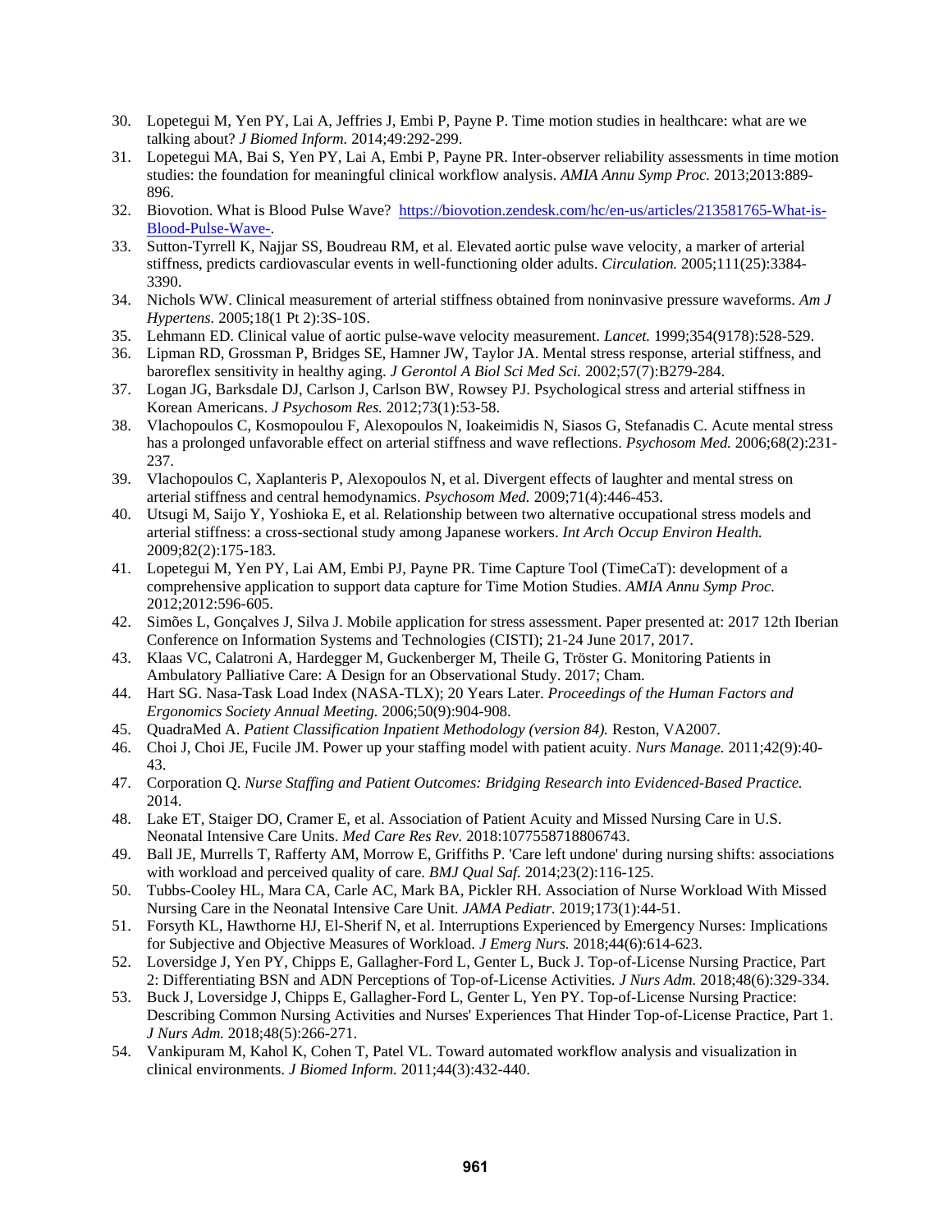30. Lopetegui M, Yen PY, Lai A, Jeffries J, Embi P, Payne P. Time motion studies in healthcare: what are we talking about? *J Biomed Inform.* 2014;49:292-299.
31. Lopetegui MA, Bai S, Yen PY, Lai A, Embi P, Payne PR. Inter-observer reliability assessments in time motion studies: the foundation for meaningful clinical workflow analysis. *AMIA Annu Symp Proc.* 2013;2013:889-896.
32. Biovotion. What is Blood Pulse Wave? https://biovotion.zendesk.com/hc/en-us/articles/213581765-What-is-Blood-Pulse-Wave-.
33. Sutton-Tyrrell K, Najjar SS, Boudreau RM, et al. Elevated aortic pulse wave velocity, a marker of arterial stiffness, predicts cardiovascular events in well-functioning older adults. *Circulation.* 2005;111(25):3384-3390.
34. Nichols WW. Clinical measurement of arterial stiffness obtained from noninvasive pressure waveforms. *Am J Hypertens.* 2005;18(1 Pt 2):3S-10S.
35. Lehmann ED. Clinical value of aortic pulse-wave velocity measurement. *Lancet.* 1999;354(9178):528-529.
36. Lipman RD, Grossman P, Bridges SE, Hamner JW, Taylor JA. Mental stress response, arterial stiffness, and baroreflex sensitivity in healthy aging. *J Gerontol A Biol Sci Med Sci.* 2002;57(7):B279-284.
37. Logan JG, Barksdale DJ, Carlson J, Carlson BW, Rowsey PJ. Psychological stress and arterial stiffness in Korean Americans. *J Psychosom Res.* 2012;73(1):53-58.
38. Vlachopoulos C, Kosmopoulou F, Alexopoulos N, Ioakeimidis N, Siasos G, Stefanadis C. Acute mental stress has a prolonged unfavorable effect on arterial stiffness and wave reflections. *Psychosom Med.* 2006;68(2):231-237.
39. Vlachopoulos C, Xaplanteris P, Alexopoulos N, et al. Divergent effects of laughter and mental stress on arterial stiffness and central hemodynamics. *Psychosom Med.* 2009;71(4):446-453.
40. Utsugi M, Saijo Y, Yoshioka E, et al. Relationship between two alternative occupational stress models and arterial stiffness: a cross-sectional study among Japanese workers. *Int Arch Occup Environ Health.* 2009;82(2):175-183.
41. Lopetegui M, Yen PY, Lai AM, Embi PJ, Payne PR. Time Capture Tool (TimeCaT): development of a comprehensive application to support data capture for Time Motion Studies. *AMIA Annu Symp Proc.* 2012;2012:596-605.
42. Simões L, Gonçalves J, Silva J. Mobile application for stress assessment. Paper presented at: 2017 12th Iberian Conference on Information Systems and Technologies (CISTI); 21-24 June 2017, 2017.
43. Klaas VC, Calatroni A, Hardegger M, Guckenberger M, Theile G, Tröster G. Monitoring Patients in Ambulatory Palliative Care: A Design for an Observational Study. 2017; Cham.
44. Hart SG. Nasa-Task Load Index (NASA-TLX); 20 Years Later. *Proceedings of the Human Factors and Ergonomics Society Annual Meeting.* 2006;50(9):904-908.
45. QuadraMed A. *Patient Classification Inpatient Methodology (version 84).* Reston, VA2007.
46. Choi J, Choi JE, Fucile JM. Power up your staffing model with patient acuity. *Nurs Manage.* 2011;42(9):40-43.
47. Corporation Q. *Nurse Staffing and Patient Outcomes: Bridging Research into Evidenced-Based Practice.* 2014.
48. Lake ET, Staiger DO, Cramer E, et al. Association of Patient Acuity and Missed Nursing Care in U.S. Neonatal Intensive Care Units. *Med Care Res Rev.* 2018:1077558718806743.
49. Ball JE, Murrells T, Rafferty AM, Morrow E, Griffiths P. 'Care left undone' during nursing shifts: associations with workload and perceived quality of care. *BMJ Qual Saf.* 2014;23(2):116-125.
50. Tubbs-Cooley HL, Mara CA, Carle AC, Mark BA, Pickler RH. Association of Nurse Workload With Missed Nursing Care in the Neonatal Intensive Care Unit. *JAMA Pediatr.* 2019;173(1):44-51.
51. Forsyth KL, Hawthorne HJ, El-Sherif N, et al. Interruptions Experienced by Emergency Nurses: Implications for Subjective and Objective Measures of Workload. *J Emerg Nurs.* 2018;44(6):614-623.
52. Loversidge J, Yen PY, Chipps E, Gallagher-Ford L, Genter L, Buck J. Top-of-License Nursing Practice, Part 2: Differentiating BSN and ADN Perceptions of Top-of-License Activities. *J Nurs Adm.* 2018;48(6):329-334.
53. Buck J, Loversidge J, Chipps E, Gallagher-Ford L, Genter L, Yen PY. Top-of-License Nursing Practice: Describing Common Nursing Activities and Nurses' Experiences That Hinder Top-of-License Practice, Part 1. *J Nurs Adm.* 2018;48(5):266-271.
54. Vankipuram M, Kahol K, Cohen T, Patel VL. Toward automated workflow analysis and visualization in clinical environments. *J Biomed Inform.* 2011;44(3):432-440.